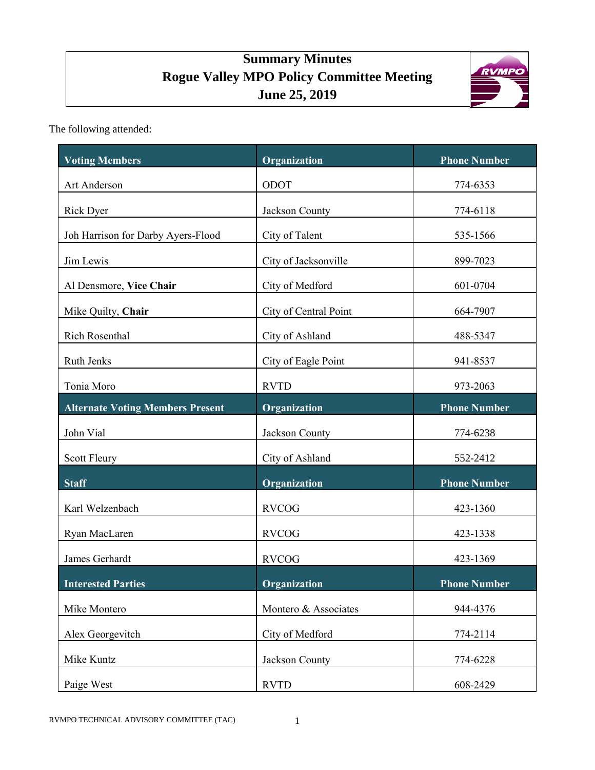# Summary Minutes
# Rogue Valley MPO Policy Committee Meeting
# June 25, 2019

The following attended:

| Voting Members | Organization | Phone Number |
|---|---|---|
| Art Anderson | ODOT | 774-6353 |
| Rick Dyer | Jackson County | 774-6118 |
| Joh Harrison for Darby Ayers-Flood | City of Talent | 535-1566 |
| Jim Lewis | City of Jacksonville | 899-7023 |
| Al Densmore, **Vice Chair** | City of Medford | 601-0704 |
| Mike Quilty, **Chair** | City of Central Point | 664-7907 |
| Rich Rosenthal | City of Ashland | 488-5347 |
| Ruth Jenks | City of Eagle Point | 941-8537 |
| Tonia Moro | RVTD | 973-2063 |
| **Alternate Voting Members Present** | **Organization** | **Phone Number** |
| John Vial | Jackson County | 774-6238 |
| Scott Fleury | City of Ashland | 552-2412 |
| **Staff** | **Organization** | **Phone Number** |
| Karl Welzenbach | RVCOG | 423-1360 |
| Ryan MacLaren | RVCOG | 423-1338 |
| James Gerhardt | RVCOG | 423-1369 |
| **Interested Parties** | **Organization** | **Phone Number** |
| Mike Montero | Montero & Associates | 944-4376 |
| Alex Georgevitch | City of Medford | 774-2114 |
| Mike Kuntz | Jackson County | 774-6228 |
| Paige West | RVTD | 608-2429 |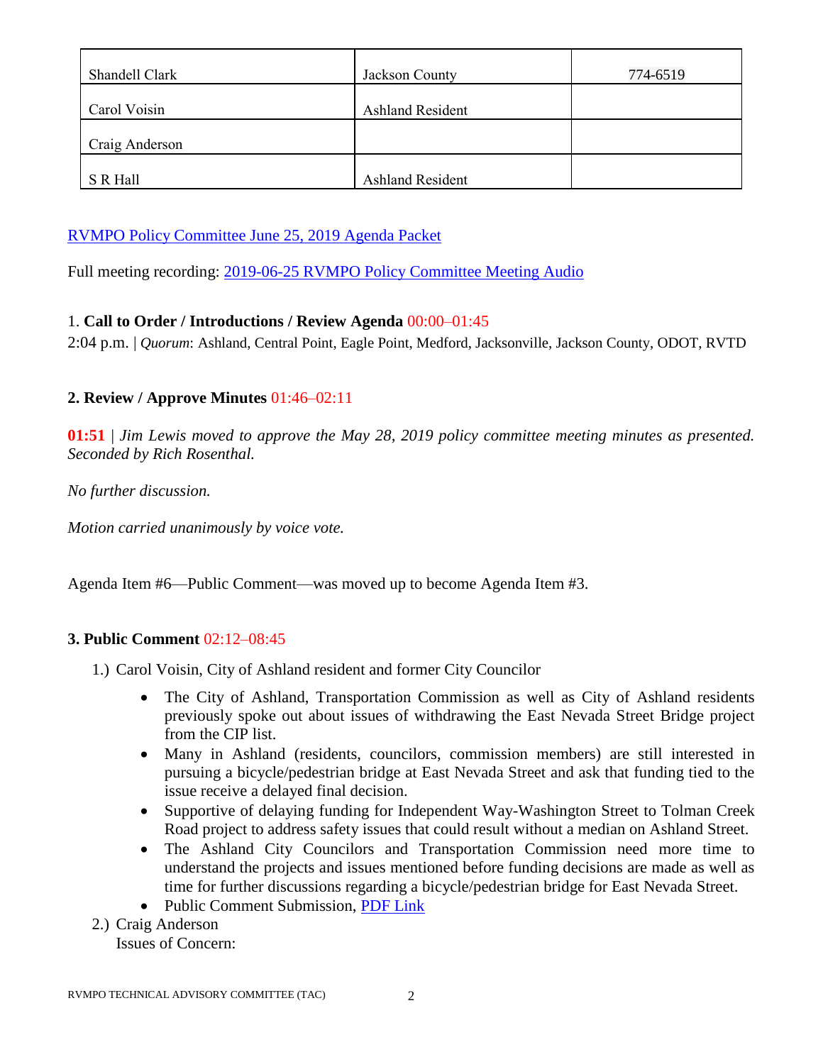| Shandell Clark | Jackson County | 774-6519 |
| --- | --- | --- |
| Carol Voisin | Ashland Resident | |
| Craig Anderson | | |
| S R Hall | Ashland Resident | |

[RVMPO Policy Committee June 25, 2019 Agenda Packet]

Full meeting recording: [2019-06-25 RVMPO Policy Committee Meeting Audio]

1. **Call to Order / Introductions / Review Agenda** 00:00–01:45

2:04 p.m. | *Quorum*: Ashland, Central Point, Eagle Point, Medford, Jacksonville, Jackson County, ODOT, RVTD

**2. Review / Approve Minutes** 01:46–02:11

**01:51** | *Jim Lewis moved to approve the May 28, 2019 policy committee meeting minutes as presented. Seconded by Rich Rosenthal.*

*No further discussion.*

*Motion carried unanimously by voice vote.*

Agenda Item #6—Public Comment—was moved up to become Agenda Item #3.

**3. Public Comment** 02:12–08:45

1.) Carol Voisin, City of Ashland resident and former City Councilor

- The City of Ashland, Transportation Commission as well as City of Ashland residents previously spoke out about issues of withdrawing the East Nevada Street Bridge project from the CIP list.
- Many in Ashland (residents, councilors, commission members) are still interested in pursuing a bicycle/pedestrian bridge at East Nevada Street and ask that funding tied to the issue receive a delayed final decision.
- Supportive of delaying funding for Independent Way-Washington Street to Tolman Creek Road project to address safety issues that could result without a median on Ashland Street.
- The Ashland City Councilors and Transportation Commission need more time to understand the projects and issues mentioned before funding decisions are made as well as time for further discussions regarding a bicycle/pedestrian bridge for East Nevada Street.
- Public Comment Submission, [PDF Link]

2.) Craig Anderson
Issues of Concern: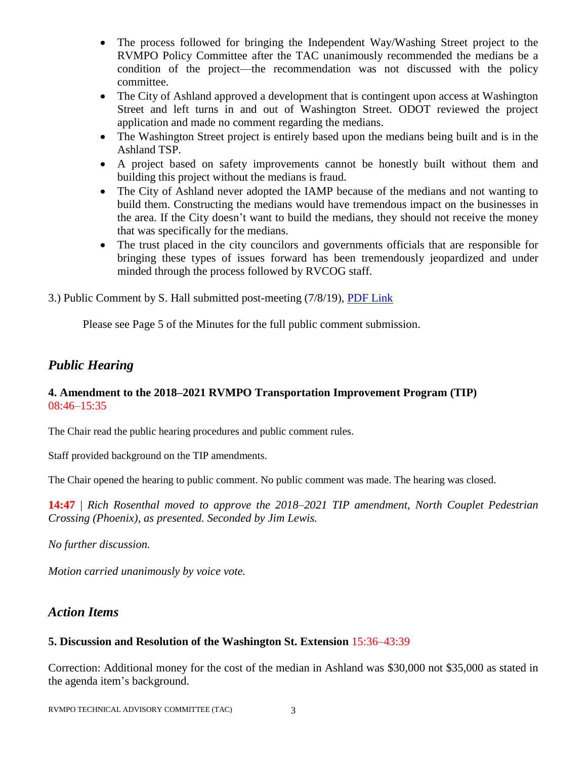- The process followed for bringing the Independent Way/Washing Street project to the RVMPO Policy Committee after the TAC unanimously recommended the medians be a condition of the project—the recommendation was not discussed with the policy committee.
- The City of Ashland approved a development that is contingent upon access at Washington Street and left turns in and out of Washington Street. ODOT reviewed the project application and made no comment regarding the medians.
- The Washington Street project is entirely based upon the medians being built and is in the Ashland TSP.
- A project based on safety improvements cannot be honestly built without them and building this project without the medians is fraud.
- The City of Ashland never adopted the IAMP because of the medians and not wanting to build them. Constructing the medians would have tremendous impact on the businesses in the area. If the City doesn't want to build the medians, they should not receive the money that was specifically for the medians.
- The trust placed in the city councilors and governments officials that are responsible for bringing these types of issues forward has been tremendously jeopardized and under minded through the process followed by RVCOG staff.

3.) Public Comment by S. Hall submitted post-meeting (7/8/19), [PDF Link]

Please see Page 5 of the Minutes for the full public comment submission.

## *Public Hearing*

### 4. Amendment to the 2018–2021 RVMPO Transportation Improvement Program (TIP) 08:46–15:35

The Chair read the public hearing procedures and public comment rules.

Staff provided background on the TIP amendments.

The Chair opened the hearing to public comment. No public comment was made. The hearing was closed.

**14:47** | *Rich Rosenthal moved to approve the 2018–2021 TIP amendment, North Couplet Pedestrian Crossing (Phoenix), as presented. Seconded by Jim Lewis.*

*No further discussion.*

*Motion carried unanimously by voice vote.*

## *Action Items*

### 5. Discussion and Resolution of the Washington St. Extension 15:36–43:39

Correction: Additional money for the cost of the median in Ashland was $30,000 not $35,000 as stated in the agenda item's background.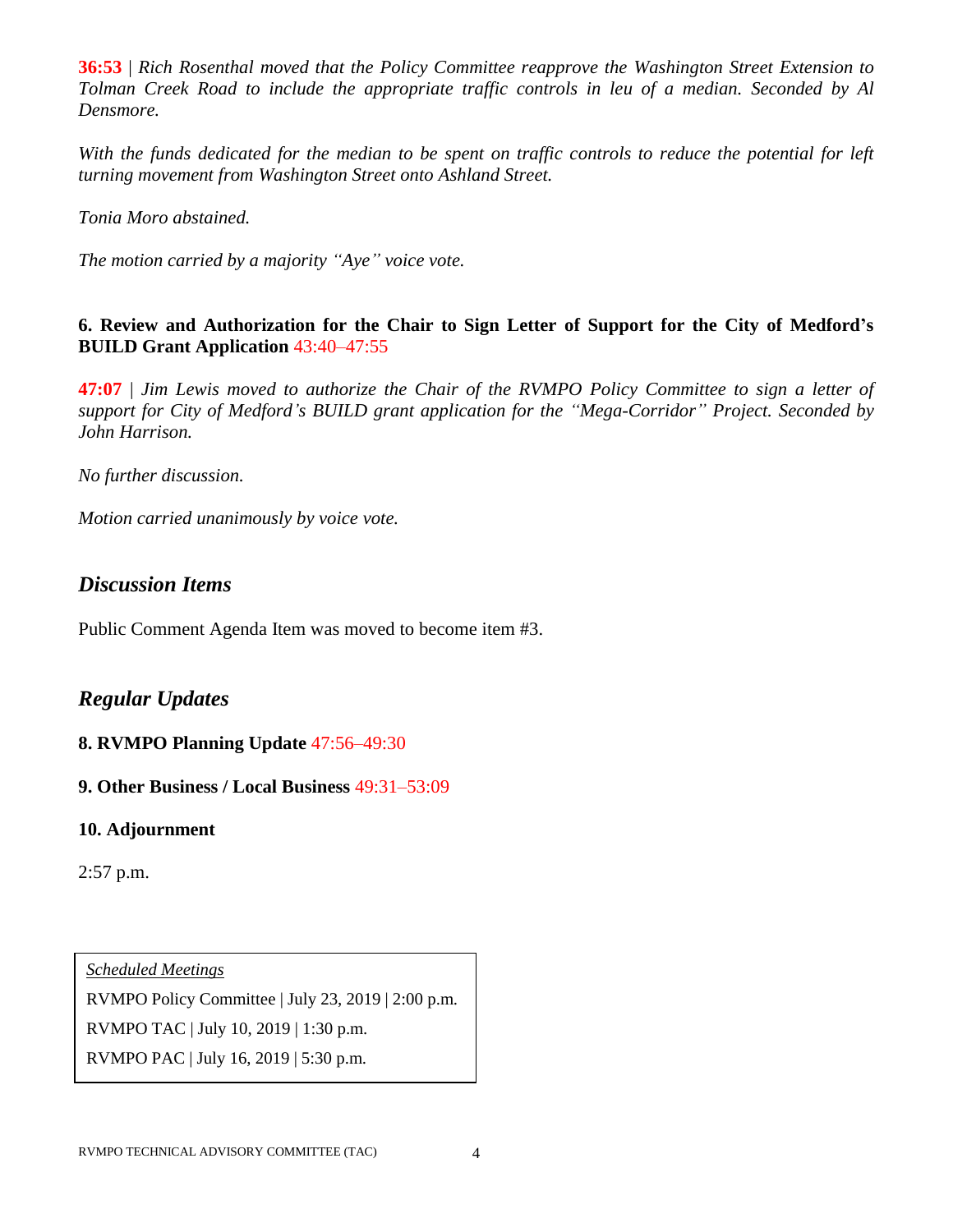**36:53** | *Rich Rosenthal moved that the Policy Committee reapprove the Washington Street Extension to Tolman Creek Road to include the appropriate traffic controls in leu of a median. Seconded by Al Densmore.*

*With the funds dedicated for the median to be spent on traffic controls to reduce the potential for left turning movement from Washington Street onto Ashland Street.*

*Tonia Moro abstained.*

*The motion carried by a majority "Aye" voice vote.*

**6. Review and Authorization for the Chair to Sign Letter of Support for the City of Medford's BUILD Grant Application** 43:40–47:55

**47:07** | *Jim Lewis moved to authorize the Chair of the RVMPO Policy Committee to sign a letter of support for City of Medford's BUILD grant application for the "Mega-Corridor" Project. Seconded by John Harrison.*

*No further discussion.*

*Motion carried unanimously by voice vote.*

## *Discussion Items*

Public Comment Agenda Item was moved to become item #3.

## *Regular Updates*

**8. RVMPO Planning Update** 47:56–49:30

**9. Other Business / Local Business** 49:31–53:09

**10. Adjournment**

2:57 p.m.

| *Scheduled Meetings* |
|---|
| RVMPO Policy Committee \| July 23, 2019 \| 2:00 p.m. |
| RVMPO TAC \| July 10, 2019 \| 1:30 p.m. |
| RVMPO PAC \| July 16, 2019 \| 5:30 p.m. |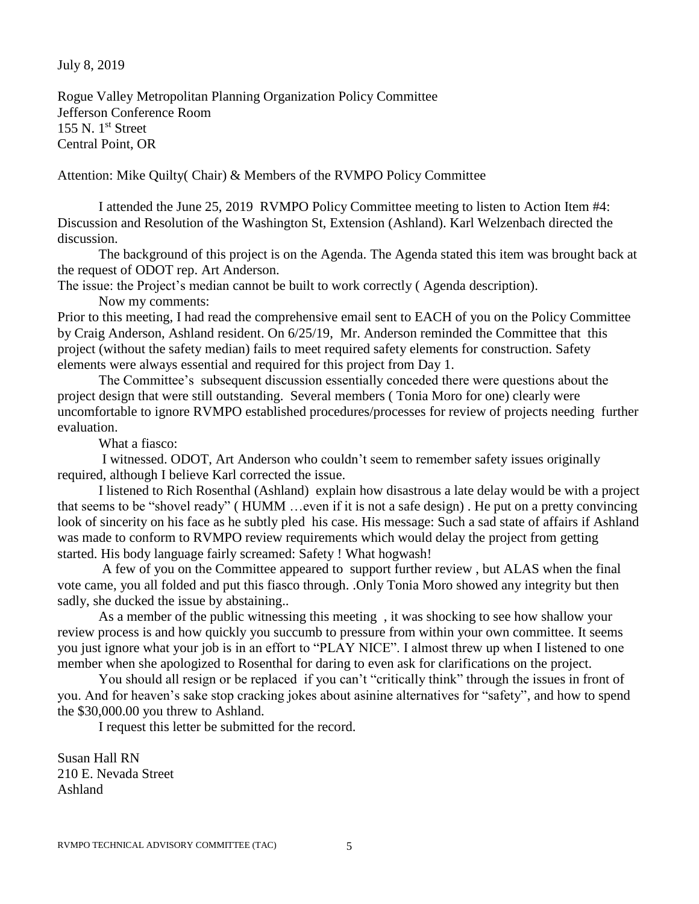July 8, 2019

Rogue Valley Metropolitan Planning Organization Policy Committee
Jefferson Conference Room
155 N. 1st Street
Central Point, OR

Attention: Mike Quilty( Chair) & Members of the RVMPO Policy Committee

I attended the June 25, 2019 RVMPO Policy Committee meeting to listen to Action Item #4: Discussion and Resolution of the Washington St, Extension (Ashland). Karl Welzenbach directed the discussion.

The background of this project is on the Agenda. The Agenda stated this item was brought back at the request of ODOT rep. Art Anderson.

The issue: the Project's median cannot be built to work correctly ( Agenda description).

Now my comments:

Prior to this meeting, I had read the comprehensive email sent to EACH of you on the Policy Committee by Craig Anderson, Ashland resident. On 6/25/19, Mr. Anderson reminded the Committee that this project (without the safety median) fails to meet required safety elements for construction. Safety elements were always essential and required for this project from Day 1.

The Committee's subsequent discussion essentially conceded there were questions about the project design that were still outstanding. Several members ( Tonia Moro for one) clearly were uncomfortable to ignore RVMPO established procedures/processes for review of projects needing further evaluation.

What a fiasco:

I witnessed. ODOT, Art Anderson who couldn't seem to remember safety issues originally required, although I believe Karl corrected the issue.

I listened to Rich Rosenthal (Ashland) explain how disastrous a late delay would be with a project that seems to be "shovel ready" ( HUMM …even if it is not a safe design) . He put on a pretty convincing look of sincerity on his face as he subtly pled his case. His message: Such a sad state of affairs if Ashland was made to conform to RVMPO review requirements which would delay the project from getting started. His body language fairly screamed: Safety ! What hogwash!

A few of you on the Committee appeared to support further review , but ALAS when the final vote came, you all folded and put this fiasco through. .Only Tonia Moro showed any integrity but then sadly, she ducked the issue by abstaining..

As a member of the public witnessing this meeting , it was shocking to see how shallow your review process is and how quickly you succumb to pressure from within your own committee. It seems you just ignore what your job is in an effort to "PLAY NICE". I almost threw up when I listened to one member when she apologized to Rosenthal for daring to even ask for clarifications on the project.

You should all resign or be replaced if you can't "critically think" through the issues in front of you. And for heaven's sake stop cracking jokes about asinine alternatives for "safety", and how to spend the $30,000.00 you threw to Ashland.

I request this letter be submitted for the record.

Susan Hall RN
210 E. Nevada Street
Ashland